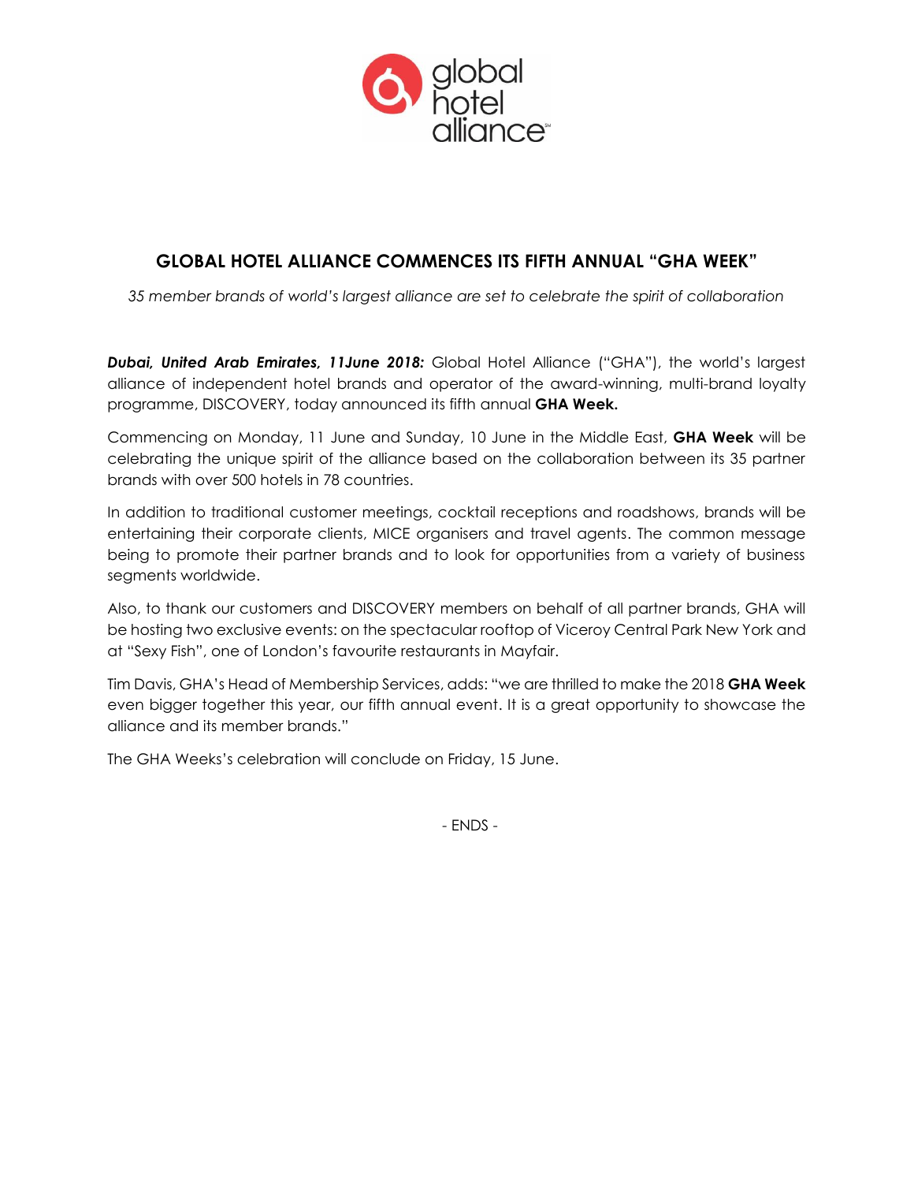# GLOBAL HOTEL ALLIANCE COMMENCES ITS FIFTH ANNUAL "GHA WEEK"

*35 member brands of world's largest alliance are set to celebrate the spirit of collaboration*

***Dubai, United Arab Emirates, 11June 2018:*** Global Hotel Alliance ("GHA"), the world's largest alliance of independent hotel brands and operator of the award-winning, multi-brand loyalty programme, DISCOVERY, today announced its fifth annual **GHA Week.**

Commencing on Monday, 11 June and Sunday, 10 June in the Middle East, **GHA Week** will be celebrating the unique spirit of the alliance based on the collaboration between its 35 partner brands with over 500 hotels in 78 countries.

In addition to traditional customer meetings, cocktail receptions and roadshows, brands will be entertaining their corporate clients, MICE organisers and travel agents. The common message being to promote their partner brands and to look for opportunities from a variety of business segments worldwide.

Also, to thank our customers and DISCOVERY members on behalf of all partner brands, GHA will be hosting two exclusive events: on the spectacular rooftop of Viceroy Central Park New York and at "Sexy Fish", one of London's favourite restaurants in Mayfair.

Tim Davis, GHA's Head of Membership Services, adds: "we are thrilled to make the 2018 **GHA Week** even bigger together this year, our fifth annual event. It is a great opportunity to showcase the alliance and its member brands."

The GHA Weeks's celebration will conclude on Friday, 15 June.

- ENDS -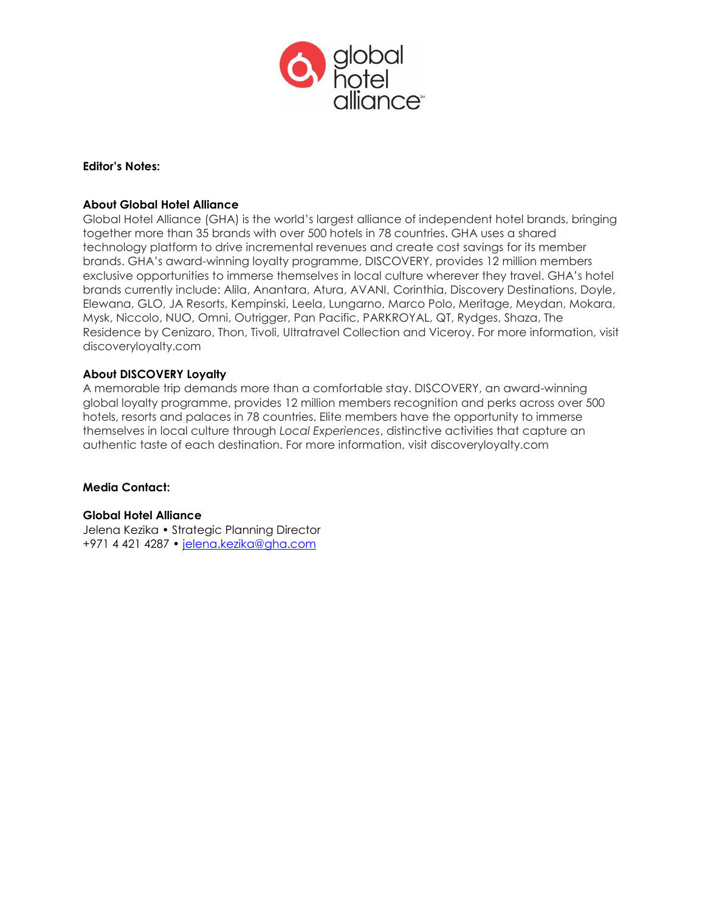**Editor's Notes:**

**About Global Hotel Alliance**

Global Hotel Alliance (GHA) is the world's largest alliance of independent hotel brands, bringing together more than 35 brands with over 500 hotels in 78 countries. GHA uses a shared technology platform to drive incremental revenues and create cost savings for its member brands. GHA's award-winning loyalty programme, DISCOVERY, provides 12 million members exclusive opportunities to immerse themselves in local culture wherever they travel. GHA's hotel brands currently include: Alila, Anantara, Atura, AVANI, Corinthia, Discovery Destinations, Doyle, Elewana, GLO, JA Resorts, Kempinski, Leela, Lungarno, Marco Polo, Meritage, Meydan, Mokara, Mysk, Niccolo, NUO, Omni, Outrigger, Pan Pacific, PARKROYAL, QT, Rydges, Shaza, The Residence by Cenizaro, Thon, Tivoli, Ultratravel Collection and Viceroy. For more information, visit discoveryloyalty.com

**About DISCOVERY Loyalty**

A memorable trip demands more than a comfortable stay. DISCOVERY, an award-winning global loyalty programme, provides 12 million members recognition and perks across over 500 hotels, resorts and palaces in 78 countries. Elite members have the opportunity to immerse themselves in local culture through *Local Experiences*, distinctive activities that capture an authentic taste of each destination. For more information, visit discoveryloyalty.com

**Media Contact:**

**Global Hotel Alliance**

Jelena Kezika • Strategic Planning Director

+971 4 421 4287 • jelena.kezika@gha.com